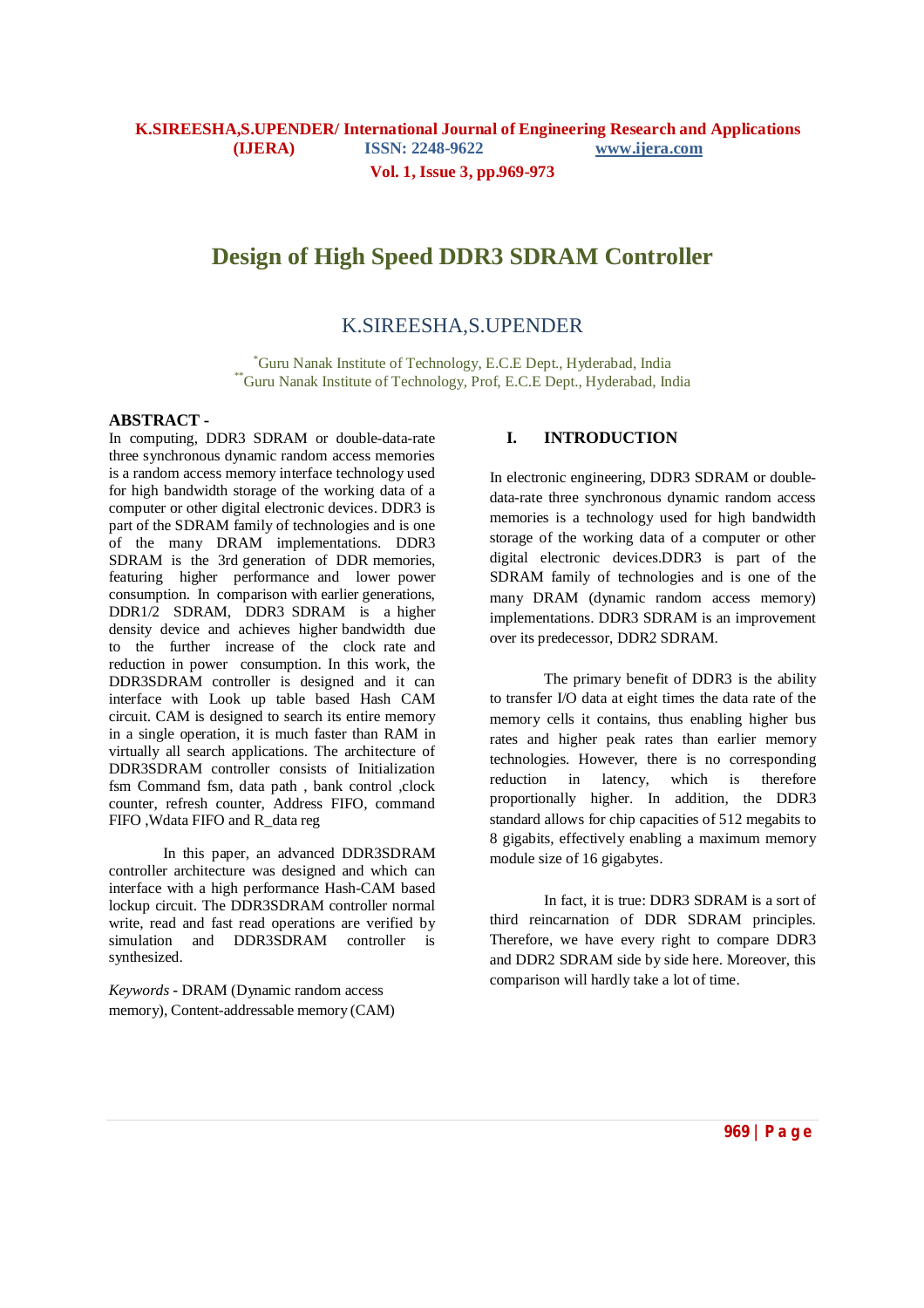# Design of High Speed DDR3 SDRAM Controller

K.SIREESHA,S.UPENDER

[*]Guru Nanak Institute of Technology, E.C.E Dept., Hyderabad, India
[**]Guru Nanak Institute of Technology, Prof, E.C.E Dept., Hyderabad, India

**ABSTRACT -**
In computing, DDR3 SDRAM or double-data-rate three synchronous dynamic random access memories is a random access memory interface technology used for high bandwidth storage for the working data of a computer or other digital electronic devices. DDR3 is part of the SDRAM family of technologies and is one of the many DRAM implementations. DDR3 SDRAM is the 3rd generation of DDR memories, featuring higher performance and lower power consumption. In comparison with earlier generations, DDR1/2 SDRAM, DDR3 SDRAM is a higher density device and achieves higher bandwidth due to the further increase of the clock rate and reduction in power consumption. In this work, the DDR3SDRAM controller is designed and it can interface with Look up table based Hash CAM circuit. CAM is designed to search its entire memory in a single operation, it is much faster than RAM in virtually all search applications. The architecture of DDR3SDRAM controller consists of Initialization fsm Command fsm, data path , bank control ,clock counter, refresh counter, Address FIFO, command FIFO ,Wdata FIFO and R_data reg

In this paper, an advanced DDR3SDRAM controller architecture was designed and which can interface with a high performance Hash-CAM based lockup circuit. The DDR3SDRAM controller normal write, read and fast read operations are verified by simulation and DDR3SDRAM controller is synthesized.

*Keywords* - DRAM (Dynamic random access memory), Content-addressable memory (CAM)

## I. INTRODUCTION

In electronic engineering, DDR3 SDRAM or double-data-rate three synchronous dynamic random access memories is a technology used for high bandwidth storage of the working data of a computer or other digital electronic devices.DDR3 is part of the SDRAM family of technologies and is one of the many DRAM (dynamic random access memory) implementations. DDR3 SDRAM is an improvement over its predecessor, DDR2 SDRAM.

The primary benefit of DDR3 is the ability to transfer I/O data at eight times the data rate of the memory cells it contains, thus enabling higher bus rates and higher peak rates than earlier memory technologies. However, there is no corresponding reduction in latency, which is therefore proportionally higher. In addition, the DDR3 standard allows for chip capacities of 512 megabits to 8 gigabits, effectively enabling a maximum memory module size of 16 gigabytes.

In fact, it is true: DDR3 SDRAM is a sort of third reincarnation of DDR SDRAM principles. Therefore, we have every right to compare DDR3 and DDR2 SDRAM side by side here. Moreover, this comparison will hardly take a lot of time.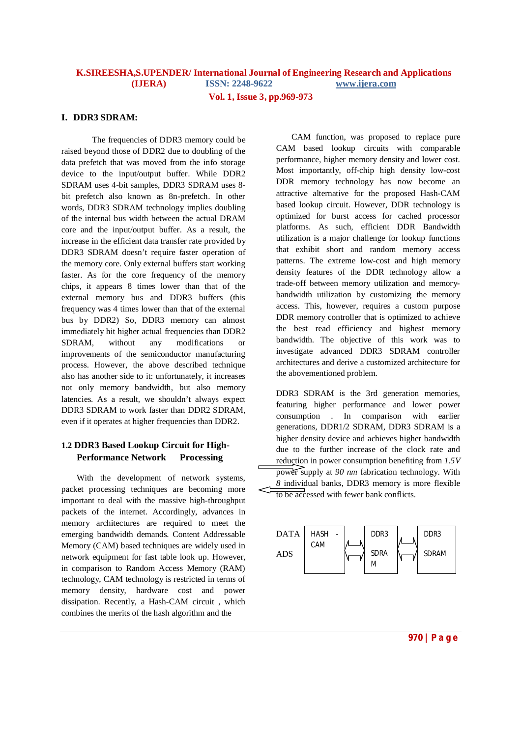## I. DDR3 SDRAM:

The frequencies of DDR3 memory could be raised beyond those of DDR2 due to doubling of the data prefetch that was moved from the info storage device to the input/output buffer. While DDR2 SDRAM uses 4-bit samples, DDR3 SDRAM uses 8-bit prefetch also known as 8n-prefetch. In other words, DDR3 SDRAM technology implies doubling of the internal bus width between the actual DRAM core and the input/output buffer. As a result, the increase in the efficient data transfer rate provided by DDR3 SDRAM doesn't require faster operation of the memory core. Only external buffers start working faster. As for the core frequency of the memory chips, it appears 8 times lower than that of the external memory bus and DDR3 buffers (this frequency was 4 times lower than that of the external bus by DDR2) So, DDR3 memory can almost immediately hit higher actual frequencies than DDR2 SDRAM, without any modifications or improvements of the semiconductor manufacturing process. However, the above described technique also has another side to it: unfortunately, it increases not only memory bandwidth, but also memory latencies. As a result, we shouldn't always expect DDR3 SDRAM to work faster than DDR2 SDRAM, even if it operates at higher frequencies than DDR2.

### 1.2 DDR3 Based Lookup Circuit for High-Performance Network Processing

With the development of network systems, packet processing techniques are becoming more important to deal with the massive high-throughput packets of the internet. Accordingly, advances in memory architectures are required to meet the emerging bandwidth demands. Content Addressable Memory (CAM) based techniques are widely used in network equipment for fast table look up. However, in comparison to Random Access Memory (RAM) technology, CAM technology is restricted in terms of memory density, hardware cost and power dissipation. Recently, a Hash-CAM circuit , which combines the merits of the hash algorithm and the CAM function, was proposed to replace pure CAM based lookup circuits with comparable performance, higher memory density and lower cost. Most importantly, off-chip high density low-cost DDR memory technology has now become an attractive alternative for the proposed Hash-CAM based lookup circuit. However, DDR technology is optimized for burst access for cached processor platforms. As such, efficient DDR Bandwidth utilization is a major challenge for lookup functions that exhibit short and random memory access patterns. The extreme low-cost and high memory density features of the DDR technology allow a trade-off between memory utilization and memory-bandwidth utilization by customizing the memory access. This, however, requires a custom purpose DDR memory controller that is optimized to achieve the best read efficiency and highest memory bandwidth. The objective of this work was to investigate advanced DDR3 SDRAM controller architectures and derive a customized architecture for the abovementioned problem.

DDR3 SDRAM is the 3rd generation memories, featuring higher performance and lower power consumption . In comparison with earlier generations, DDR1/2 SDRAM, DDR3 SDRAM is a higher density device and achieves higher bandwidth due to the further increase of the clock rate and reduction in power consumption benefiting from *1.5V* power supply at *90 nm* fabrication technology. With *8* individual banks, DDR3 memory is more flexible to be accessed with fewer bank conflicts.

DATA
ADS

HASH - CAM ⟷ DDR3 SDRAM ⟷ DDR3 SDRAM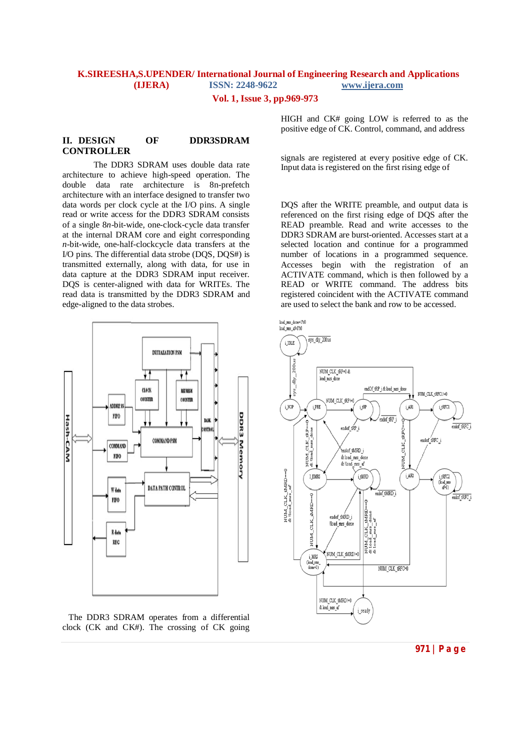## II. DESIGN OF DDR3SDRAM CONTROLLER

The DDR3 SDRAM uses double data rate architecture to achieve high-speed operation. The double data rate architecture is 8n-prefetch architecture with an interface designed to transfer two data words per clock cycle at the I/O pins. A single read or write access for the DDR3 SDRAM consists of a single 8*n*-bit-wide, one-clock-cycle data transfer at the internal DRAM core and eight corresponding *n*-bit-wide, one-half-clockcycle data transfers at the I/O pins. The differential data strobe (DQS, DQS#) is transmitted externally, along with data, for use in data capture at the DDR3 SDRAM input receiver. DQS is center-aligned with data for WRITEs. The read data is transmitted by the DDR3 SDRAM and edge-aligned to the data strobes.

The DDR3 SDRAM operates from a differential clock (CK and CK#). The crossing of CK going HIGH and CK# going LOW is referred to as the positive edge of CK. Control, command, and address signals are registered at every positive edge of CK. Input data is registered on the first rising edge of DQS after the WRITE preamble, and output data is referenced on the first rising edge of DQS after the READ preamble. Read and write accesses to the DDR3 SDRAM are burst-oriented. Accesses start at a selected location and continue for a programmed number of locations in a programmed sequence. Accesses begin with the registration of an ACTIVATE command, which is then followed by a READ or WRITE command. The address bits registered coincident with the ACTIVATE command are used to select the bank and row to be accessed.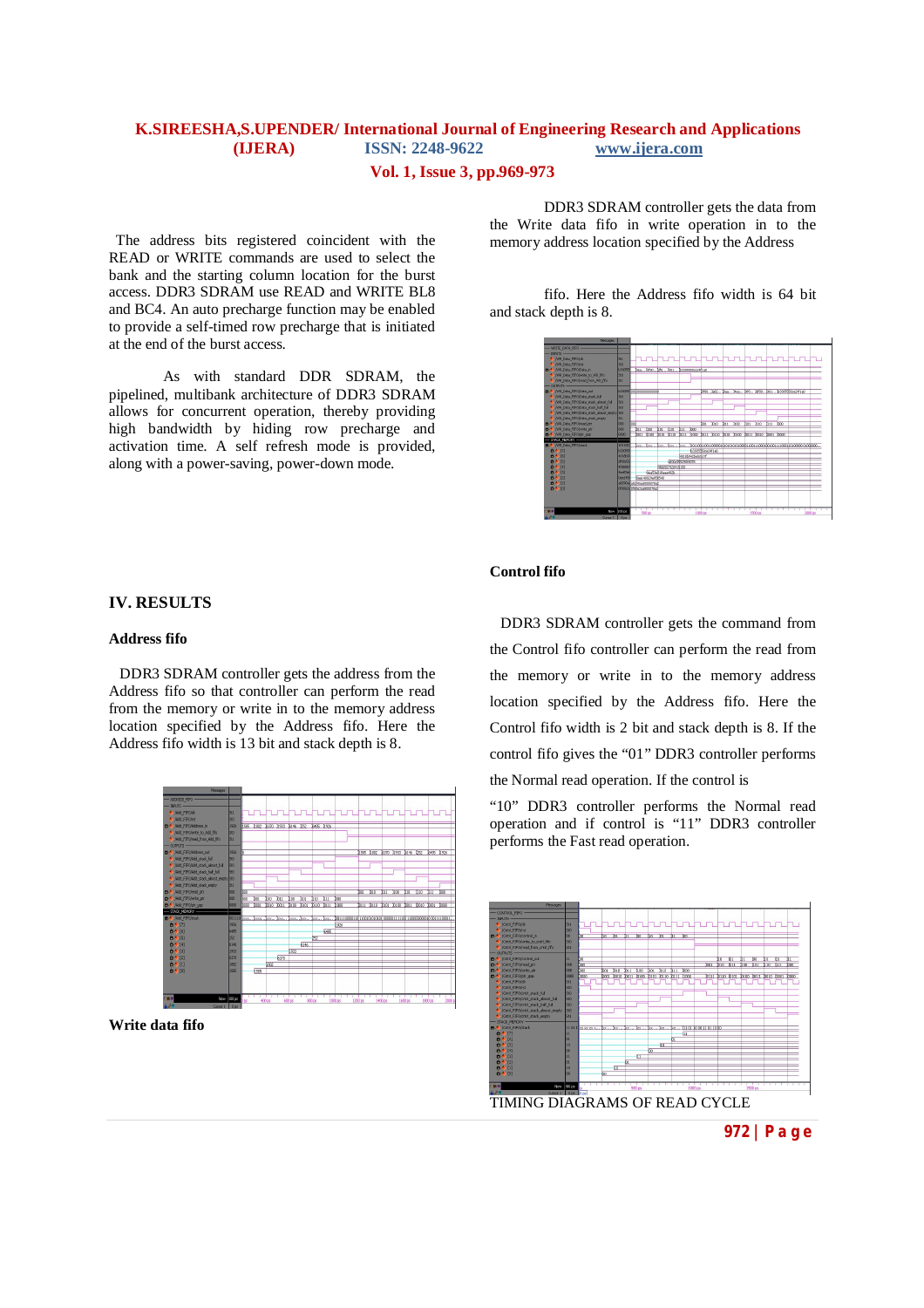The address bits registered coincident with the READ or WRITE commands are used to select the bank and the starting column location for the burst access. DDR3 SDRAM use READ and WRITE BL8 and BC4. An auto precharge function may be enabled to provide a self-timed row precharge that is initiated at the end of the burst access.

As with standard DDR SDRAM, the pipelined, multibank architecture of DDR3 SDRAM allows for concurrent operation, thereby providing high bandwidth by hiding row precharge and activation time. A self refresh mode is provided, along with a power-saving, power-down mode.

## IV. RESULTS

### Address fifo

DDR3 SDRAM controller gets the address from the Address fifo so that controller can perform the read from the memory or write in to the memory address location specified by the Address fifo. Here the Address fifo width is 13 bit and stack depth is 8.

### Write data fifo

DDR3 SDRAM controller gets the data from the Write data fifo in write operation in to the memory address location specified by the Address

fifo. Here the Address fifo width is 64 bit and stack depth is 8.

### Control fifo

DDR3 SDRAM controller gets the command from the Control fifo controller can perform the read from the memory or write in to the memory address location specified by the Address fifo. Here the Control fifo width is 2 bit and stack depth is 8. If the control fifo gives the "01" DDR3 controller performs the Normal read operation. If the control is

"10" DDR3 controller performs the Normal read operation and if control is "11" DDR3 controller performs the Fast read operation.

TIMING DIAGRAMS OF READ CYCLE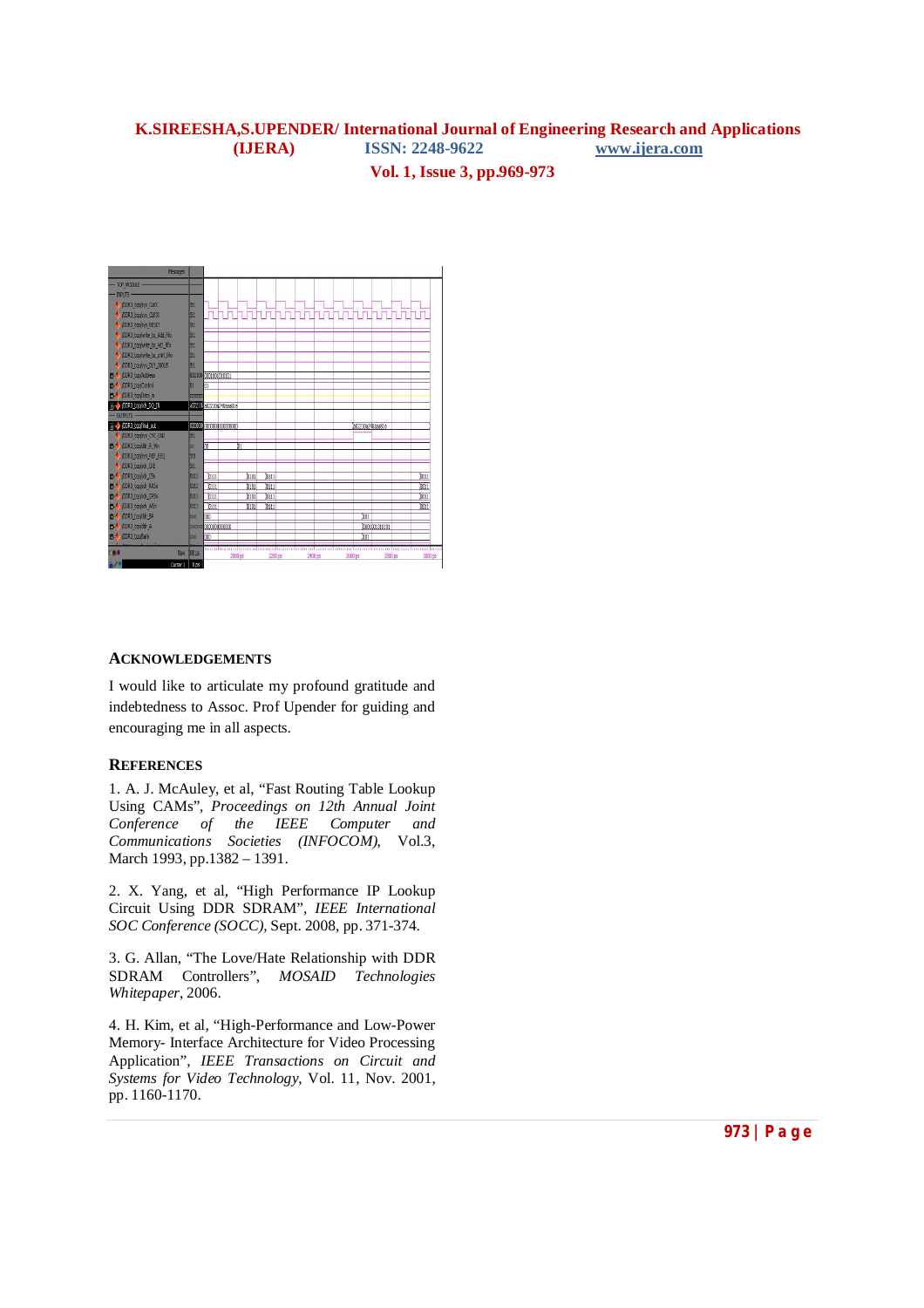## ACKNOWLEDGEMENTS

I would like to articulate my profound gratitude and indebtedness to Assoc. Prof Upender for guiding and encouraging me in all aspects.

## REFERENCES

1. A. J. McAuley, et al, "Fast Routing Table Lookup Using CAMs", *Proceedings on 12th Annual Joint Conference of the IEEE Computer and Communications Societies (INFOCOM),* Vol.3, March 1993, pp.1382 – 1391.

2. X. Yang, et al, "High Performance IP Lookup Circuit Using DDR SDRAM", *IEEE International SOC Conference (SOCC),* Sept. 2008, pp. 371-374.

3. G. Allan, "The Love/Hate Relationship with DDR SDRAM Controllers", *MOSAID Technologies Whitepaper*, 2006.

4. H. Kim, et al, "High-Performance and Low-Power Memory- Interface Architecture for Video Processing Application", *IEEE Transactions on Circuit and Systems for Video Technology*, Vol. 11, Nov. 2001, pp. 1160-1170.